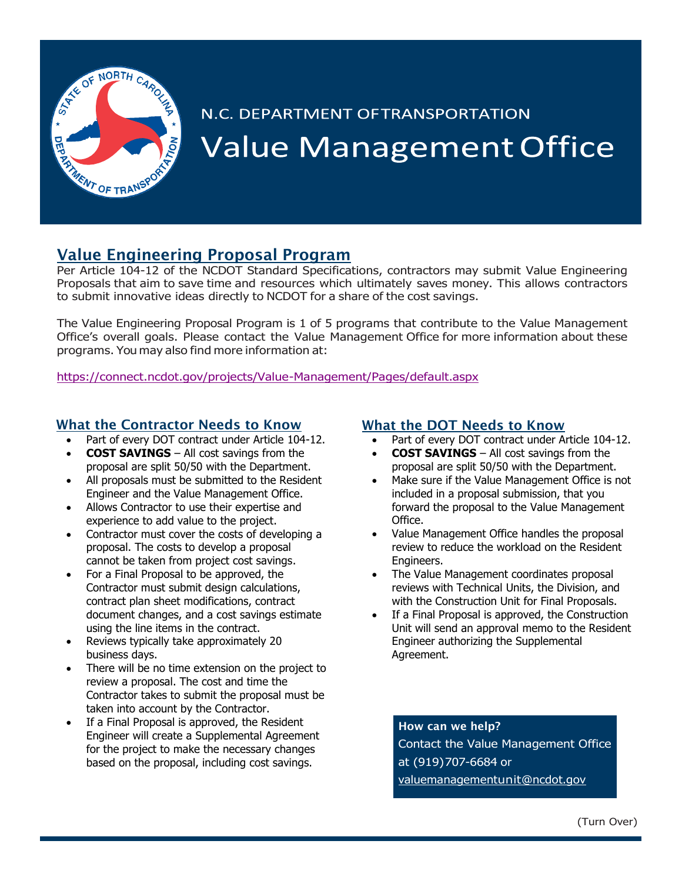N.C. DEPARTMENT OFTRANSPORTATION

# Value Management Office

## Value Engineering Proposal Program

Per Article 104-12 of the NCDOT Standard Specifications, contractors may submit Value Engineering Proposals that aim to save time and resources which ultimately saves money. This allows contractors to submit innovative ideas directly to NCDOT for a share of the cost savings.

The Value Engineering Proposal Program is 1 of 5 programs that contribute to the Value Management Office's overall goals. Please contact the Value Management Office for more information about these programs. You may also find more information at:

https://connect.ncdot.gov/projects/Value-Management/Pages/default.aspx

### What the Contractor Needs to Know

- Part of every DOT contract under Article 104-12.
- **COST SAVINGS** – All cost savings from the proposal are split 50/50 with the Department.
- All proposals must be submitted to the Resident Engineer and the Value Management Office.
- Allows Contractor to use their expertise and experience to add value to the project.
- Contractor must cover the costs of developing a proposal. The costs to develop a proposal cannot be taken from project cost savings.
- For a Final Proposal to be approved, the Contractor must submit design calculations, contract plan sheet modifications, contract document changes, and a cost savings estimate using the line items in the contract.
- Reviews typically take approximately 20 business days.
- There will be no time extension on the project to review a proposal. The cost and time the Contractor takes to submit the proposal must be taken into account by the Contractor.
- If a Final Proposal is approved, the Resident Engineer will create a Supplemental Agreement for the project to make the necessary changes based on the proposal, including cost savings.

### What the DOT Needs to Know

- Part of every DOT contract under Article 104-12.
- **COST SAVINGS** – All cost savings from the proposal are split 50/50 with the Department.
- Make sure if the Value Management Office is not included in a proposal submission, that you forward the proposal to the Value Management Office.
- Value Management Office handles the proposal review to reduce the workload on the Resident Engineers.
- The Value Management coordinates proposal reviews with Technical Units, the Division, and with the Construction Unit for Final Proposals.
- If a Final Proposal is approved, the Construction Unit will send an approval memo to the Resident Engineer authorizing the Supplemental Agreement.

**How can we help?**

Contact the Value Management Office at (919)707-6684 or valuemanagementunit@ncdot.gov

(Turn Over)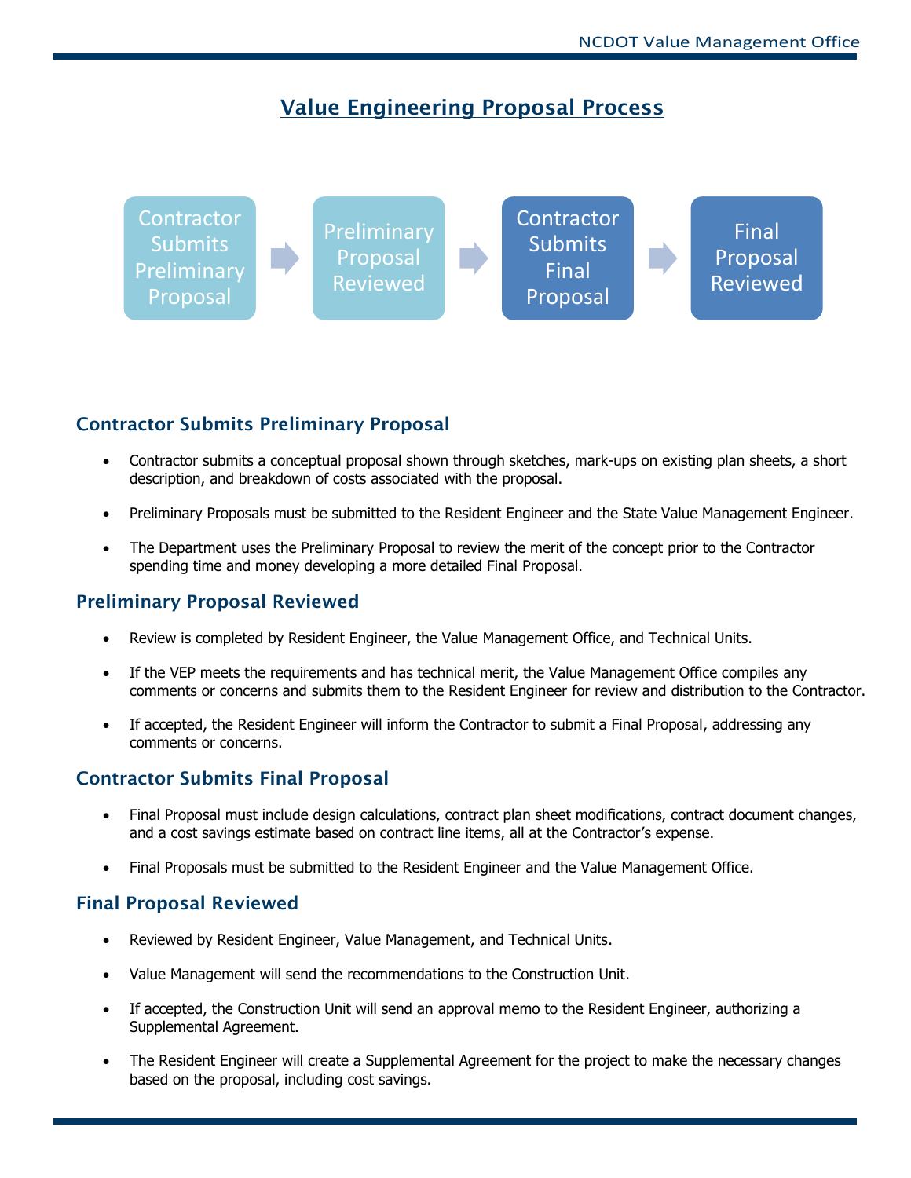# Value Engineering Proposal Process

Contractor Submits Preliminary Proposal → Preliminary Proposal Reviewed → Contractor Submits Final Proposal → Final Proposal Reviewed

## Contractor Submits Preliminary Proposal

- Contractor submits a conceptual proposal shown through sketches, mark-ups on existing plan sheets, a short description, and breakdown of costs associated with the proposal.
- Preliminary Proposals must be submitted to the Resident Engineer and the State Value Management Engineer.
- The Department uses the Preliminary Proposal to review the merit of the concept prior to the Contractor spending time and money developing a more detailed Final Proposal.

## Preliminary Proposal Reviewed

- Review is completed by Resident Engineer, the Value Management Office, and Technical Units.
- If the VEP meets the requirements and has technical merit, the Value Management Office compiles any comments or concerns and submits them to the Resident Engineer for review and distribution to the Contractor.
- If accepted, the Resident Engineer will inform the Contractor to submit a Final Proposal, addressing any comments or concerns.

## Contractor Submits Final Proposal

- Final Proposal must include design calculations, contract plan sheet modifications, contract document changes, and a cost savings estimate based on contract line items, all at the Contractor's expense.
- Final Proposals must be submitted to the Resident Engineer and the Value Management Office.

## Final Proposal Reviewed

- Reviewed by Resident Engineer, Value Management, and Technical Units.
- Value Management will send the recommendations to the Construction Unit.
- If accepted, the Construction Unit will send an approval memo to the Resident Engineer, authorizing a Supplemental Agreement.
- The Resident Engineer will create a Supplemental Agreement for the project to make the necessary changes based on the proposal, including cost savings.